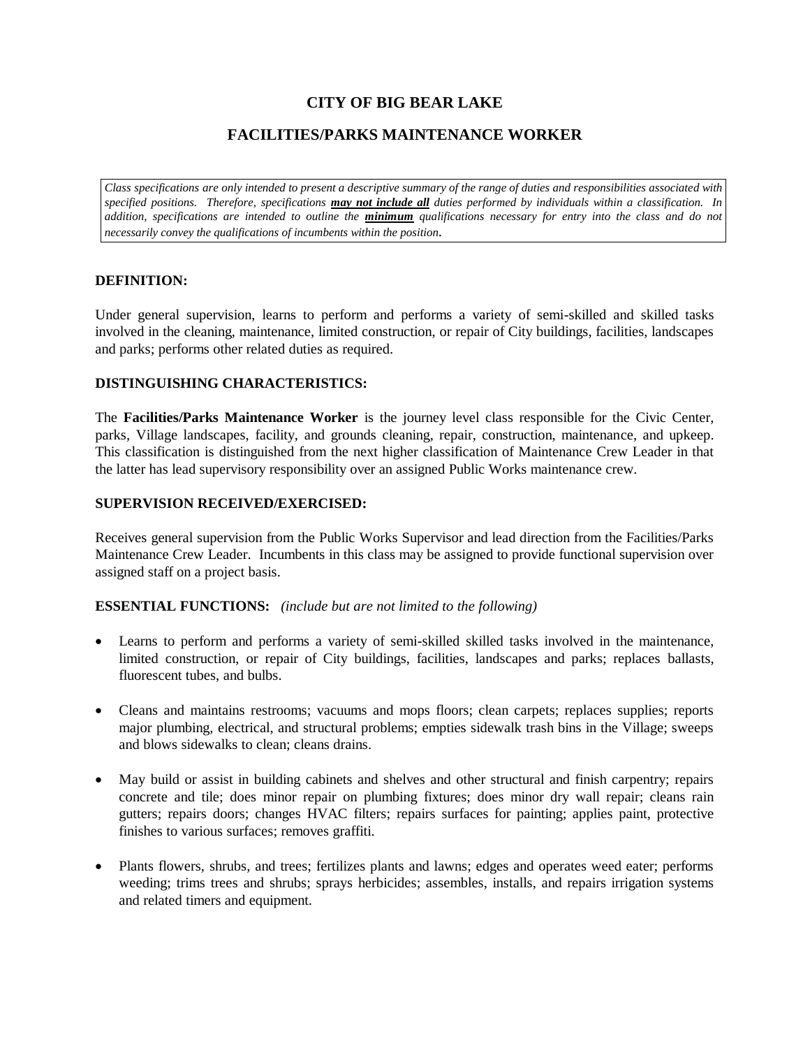# CITY OF BIG BEAR LAKE

## FACILITIES/PARKS MAINTENANCE WORKER

*Class specifications are only intended to present a descriptive summary of the range of duties and responsibilities associated with specified positions. Therefore, specifications **may not include all** duties performed by individuals within a classification. In addition, specifications are intended to outline the **minimum** qualifications necessary for entry into the class and do not necessarily convey the qualifications of incumbents within the position.*

### DEFINITION:

Under general supervision, learns to perform and performs a variety of semi-skilled and skilled tasks involved in the cleaning, maintenance, limited construction, or repair of City buildings, facilities, landscapes and parks; performs other related duties as required.

### DISTINGUISHING CHARACTERISTICS:

The **Facilities/Parks Maintenance Worker** is the journey level class responsible for the Civic Center, parks, Village landscapes, facility, and grounds cleaning, repair, construction, maintenance, and upkeep. This classification is distinguished from the next higher classification of Maintenance Crew Leader in that the latter has lead supervisory responsibility over an assigned Public Works maintenance crew.

### SUPERVISION RECEIVED/EXERCISED:

Receives general supervision from the Public Works Supervisor and lead direction from the Facilities/Parks Maintenance Crew Leader. Incumbents in this class may be assigned to provide functional supervision over assigned staff on a project basis.

### ESSENTIAL FUNCTIONS: *(include but are not limited to the following)*

- Learns to perform and performs a variety of semi-skilled skilled tasks involved in the maintenance, limited construction, or repair of City buildings, facilities, landscapes and parks; replaces ballasts, fluorescent tubes, and bulbs.
- Cleans and maintains restrooms; vacuums and mops floors; clean carpets; replaces supplies; reports major plumbing, electrical, and structural problems; empties sidewalk trash bins in the Village; sweeps and blows sidewalks to clean; cleans drains.
- May build or assist in building cabinets and shelves and other structural and finish carpentry; repairs concrete and tile; does minor repair on plumbing fixtures; does minor dry wall repair; cleans rain gutters; repairs doors; changes HVAC filters; repairs surfaces for painting; applies paint, protective finishes to various surfaces; removes graffiti.
- Plants flowers, shrubs, and trees; fertilizes plants and lawns; edges and operates weed eater; performs weeding; trims trees and shrubs; sprays herbicides; assembles, installs, and repairs irrigation systems and related timers and equipment.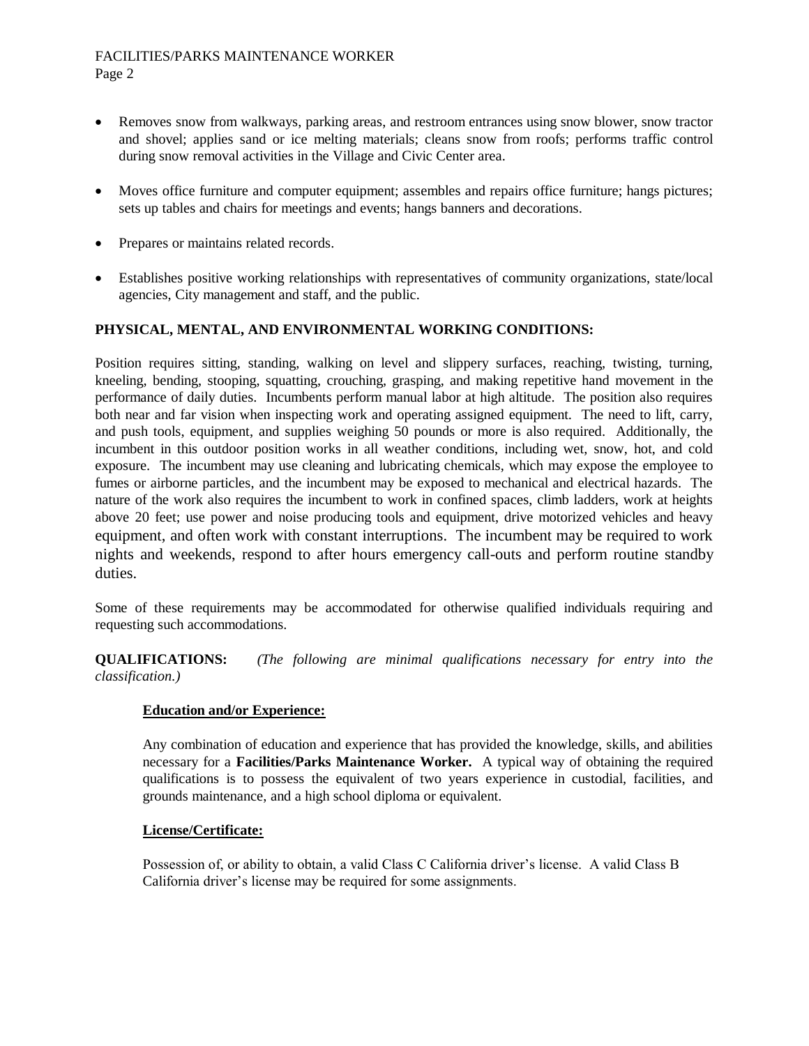- Removes snow from walkways, parking areas, and restroom entrances using snow blower, snow tractor and shovel; applies sand or ice melting materials; cleans snow from roofs; performs traffic control during snow removal activities in the Village and Civic Center area.

- Moves office furniture and computer equipment; assembles and repairs office furniture; hangs pictures; sets up tables and chairs for meetings and events; hangs banners and decorations.

- Prepares or maintains related records.

- Establishes positive working relationships with representatives of community organizations, state/local agencies, City management and staff, and the public.

**PHYSICAL, MENTAL, AND ENVIRONMENTAL WORKING CONDITIONS:**

Position requires sitting, standing, walking on level and slippery surfaces, reaching, twisting, turning, kneeling, bending, stooping, squatting, crouching, grasping, and making repetitive hand movement in the performance of daily duties. Incumbents perform manual labor at high altitude. The position also requires both near and far vision when inspecting work and operating assigned equipment. The need to lift, carry, and push tools, equipment, and supplies weighing 50 pounds or more is also required. Additionally, the incumbent in this outdoor position works in all weather conditions, including wet, snow, hot, and cold exposure. The incumbent may use cleaning and lubricating chemicals, which may expose the employee to fumes or airborne particles, and the incumbent may be exposed to mechanical and electrical hazards. The nature of the work also requires the incumbent to work in confined spaces, climb ladders, work at heights above 20 feet; use power and noise producing tools and equipment, drive motorized vehicles and heavy equipment, and often work with constant interruptions. The incumbent may be required to work nights and weekends, respond to after hours emergency call-outs and perform routine standby duties.

Some of these requirements may be accommodated for otherwise qualified individuals requiring and requesting such accommodations.

**QUALIFICATIONS:** *(The following are minimal qualifications necessary for entry into the classification.)*

**Education and/or Experience:**

Any combination of education and experience that has provided the knowledge, skills, and abilities necessary for a **Facilities/Parks Maintenance Worker.** A typical way of obtaining the required qualifications is to possess the equivalent of two years experience in custodial, facilities, and grounds maintenance, and a high school diploma or equivalent.

**License/Certificate:**

Possession of, or ability to obtain, a valid Class C California driver's license. A valid Class B California driver's license may be required for some assignments.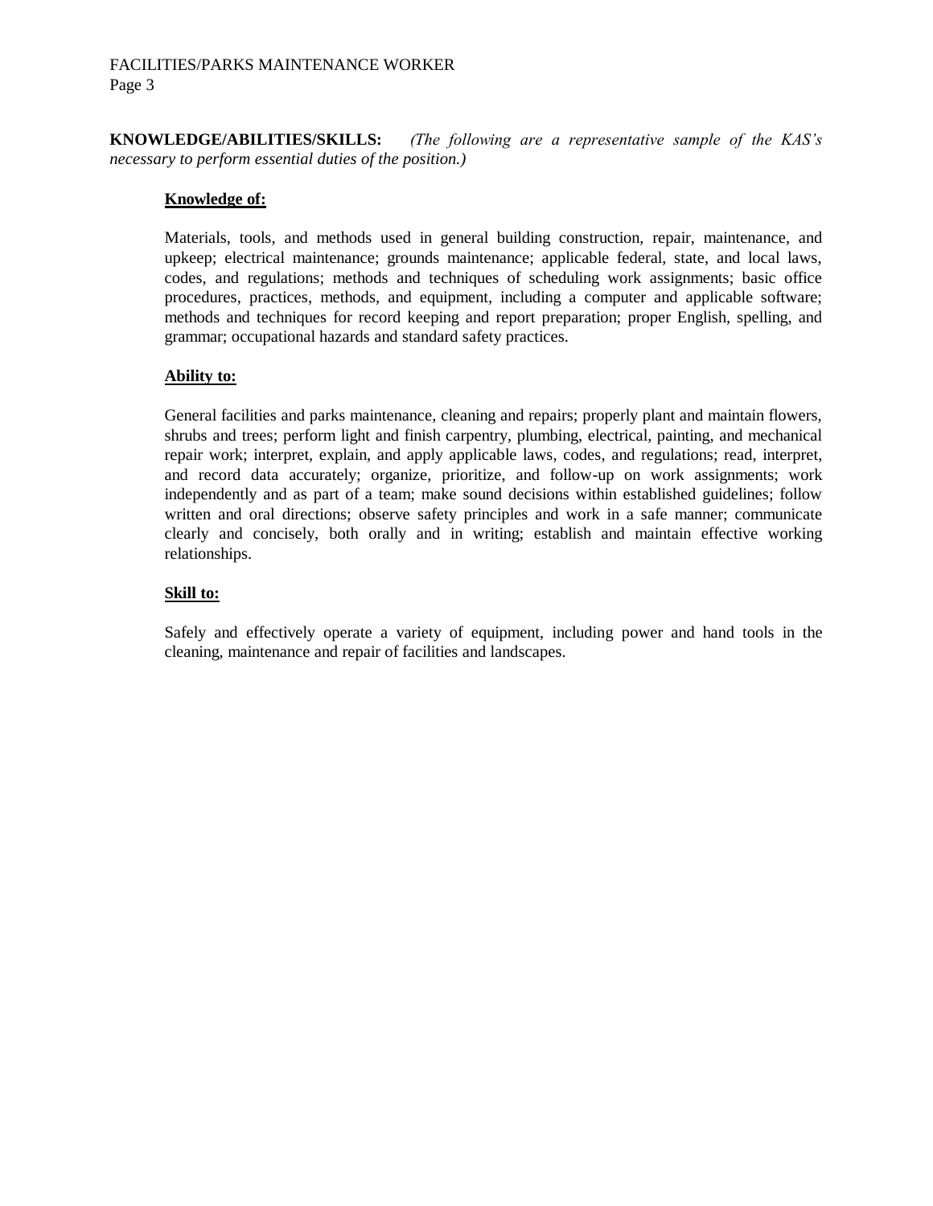**KNOWLEDGE/ABILITIES/SKILLS:** *(The following are a representative sample of the KAS's necessary to perform essential duties of the position.)*

**Knowledge of:**

Materials, tools, and methods used in general building construction, repair, maintenance, and upkeep; electrical maintenance; grounds maintenance; applicable federal, state, and local laws, codes, and regulations; methods and techniques of scheduling work assignments; basic office procedures, practices, methods, and equipment, including a computer and applicable software; methods and techniques for record keeping and report preparation; proper English, spelling, and grammar; occupational hazards and standard safety practices.

**Ability to:**

General facilities and parks maintenance, cleaning and repairs; properly plant and maintain flowers, shrubs and trees; perform light and finish carpentry, plumbing, electrical, painting, and mechanical repair work; interpret, explain, and apply applicable laws, codes, and regulations; read, interpret, and record data accurately; organize, prioritize, and follow-up on work assignments; work independently and as part of a team; make sound decisions within established guidelines; follow written and oral directions; observe safety principles and work in a safe manner; communicate clearly and concisely, both orally and in writing; establish and maintain effective working relationships.

**Skill to:**

Safely and effectively operate a variety of equipment, including power and hand tools in the cleaning, maintenance and repair of facilities and landscapes.